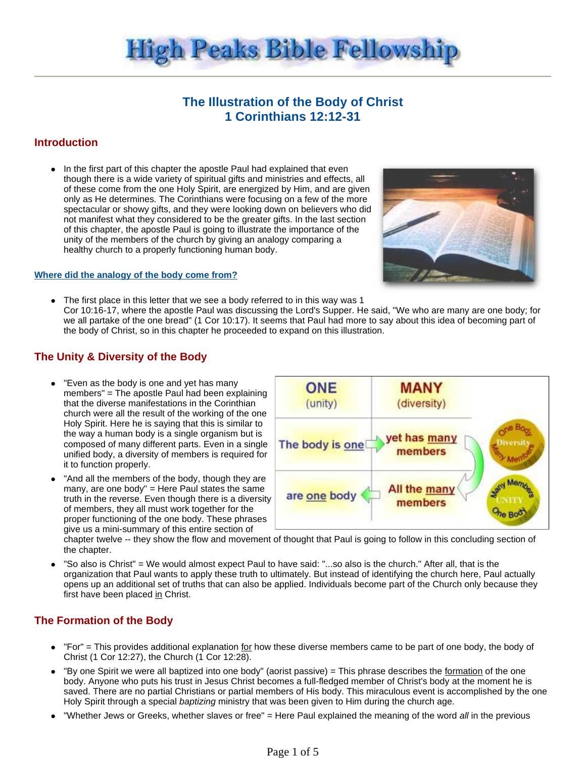# High Peaks Bible Fellowship

## The Illustration of the Body of Christ
## 1 Corinthians 12:12-31

### Introduction

- In the first part of this chapter the apostle Paul had explained that even though there is a wide variety of spiritual gifts and ministries and effects, all of these come from the one Holy Spirit, are energized by Him, and are given only as He determines. The Corinthians were focusing on a few of the more spectacular or showy gifts, and they were looking down on believers who did not manifest what they considered to be the greater gifts. In the last section of this chapter, the apostle Paul is going to illustrate the importance of the unity of the members of the church by giving an analogy comparing a healthy church to a properly functioning human body.

**Where did the analogy of the body come from?**

- The first place in this letter that we see a body referred to in this way was 1 Cor 10:16-17, where the apostle Paul was discussing the Lord's Supper. He said, "We who are many are one body; for we all partake of the one bread" (1 Cor 10:17). It seems that Paul had more to say about this idea of becoming part of the body of Christ, so in this chapter he proceeded to expand on this illustration.

### The Unity & Diversity of the Body

| ONE (unity) | MANY (diversity) |
| --- | --- |
| The body is one | yet has many members |
| are one body | All the many members |

- "Even as the body is one and yet has many members" = The apostle Paul had been explaining that the diverse manifestations in the Corinthian church were all the result of the working of the one Holy Spirit. Here he is saying that this is similar to the way a human body is a single organism but is composed of many different parts. Even in a single unified body, a diversity of members is required for it to function properly.
- "And all the members of the body, though they are many, are one body" = Here Paul states the same truth in the reverse. Even though there is a diversity of members, they all must work together for the proper functioning of the one body. These phrases give us a mini-summary of this entire section of chapter twelve -- they show the flow and movement of thought that Paul is going to follow in this concluding section of the chapter.
- "So also is Christ" = We would almost expect Paul to have said: "...so also is the church." After all, that is the organization that Paul wants to apply these truth to ultimately. But instead of identifying the church here, Paul actually opens up an additional set of truths that can also be applied. Individuals become part of the Church only because they first have been placed in Christ.

### The Formation of the Body

- "For" = This provides additional explanation for how these diverse members came to be part of one body, the body of Christ (1 Cor 12:27), the Church (1 Cor 12:28).
- "By one Spirit we were all baptized into one body" (aorist passive) = This phrase describes the formation of the one body. Anyone who puts his trust in Jesus Christ becomes a full-fledged member of Christ's body at the moment he is saved. There are no partial Christians or partial members of His body. This miraculous event is accomplished by the one Holy Spirit through a special *baptizing* ministry that was been given to Him during the church age.
- "Whether Jews or Greeks, whether slaves or free" = Here Paul explained the meaning of the word *all* in the previous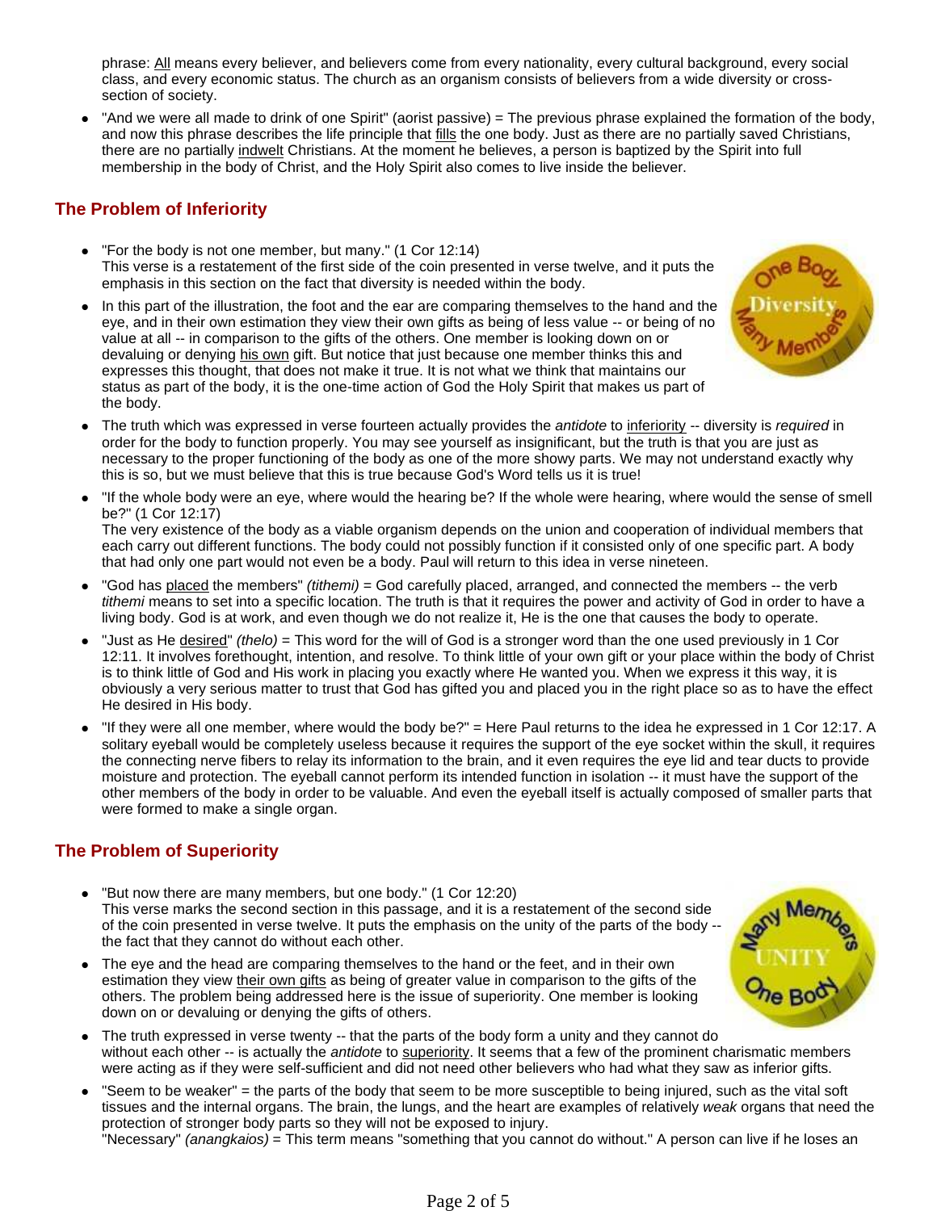phrase: All means every believer, and believers come from every nationality, every cultural background, every social class, and every economic status. The church as an organism consists of believers from a wide diversity or cross-section of society.

- "And we were all made to drink of one Spirit" (aorist passive) = The previous phrase explained the formation of the body, and now this phrase describes the life principle that fills the one body. Just as there are no partially saved Christians, there are no partially indwelt Christians. At the moment he believes, a person is baptized by the Spirit into full membership in the body of Christ, and the Holy Spirit also comes to live inside the believer.

## The Problem of Inferiority

- "For the body is not one member, but many." (1 Cor 12:14)
  This verse is a restatement of the first side of the coin presented in verse twelve, and it puts the emphasis in this section on the fact that diversity is needed within the body.
- In this part of the illustration, the foot and the ear are comparing themselves to the hand and the eye, and in their own estimation they view their own gifts as being of less value -- or being of no value at all -- in comparison to the gifts of the others. One member is looking down on or devaluing or denying his own gift. But notice that just because one member thinks this and expresses this thought, that does not make it true. It is not what we think that maintains our status as part of the body, it is the one-time action of God the Holy Spirit that makes us part of the body.
- The truth which was expressed in verse fourteen actually provides the *antidote* to inferiority -- diversity is *required* in order for the body to function properly. You may see yourself as insignificant, but the truth is that you are just as necessary to the proper functioning of the body as one of the more showy parts. We may not understand exactly why this is so, but we must believe that this is true because God's Word tells us it is true!
- "If the whole body were an eye, where would the hearing be? If the whole were hearing, where would the sense of smell be?" (1 Cor 12:17)
  The very existence of the body as a viable organism depends on the union and cooperation of individual members that each carry out different functions. The body could not possibly function if it consisted only of one specific part. A body that had only one part would not even be a body. Paul will return to this idea in verse nineteen.
- "God has placed the members" *(tithemi)* = God carefully placed, arranged, and connected the members -- the verb *tithemi* means to set into a specific location. The truth is that it requires the power and activity of God in order to have a living body. God is at work, and even though we do not realize it, He is the one that causes the body to operate.
- "Just as He desired" *(thelo)* = This word for the will of God is a stronger word than the one used previously in 1 Cor 12:11. It involves forethought, intention, and resolve. To think little of your own gift or your place within the body of Christ is to think little of God and His work in placing you exactly where He wanted you. When we express it this way, it is obviously a very serious matter to trust that God has gifted you and placed you in the right place so as to have the effect He desired in His body.
- "If they were all one member, where would the body be?" = Here Paul returns to the idea he expressed in 1 Cor 12:17. A solitary eyeball would be completely useless because it requires the support of the eye socket within the skull, it requires the connecting nerve fibers to relay its information to the brain, and it even requires the eye lid and tear ducts to provide moisture and protection. The eyeball cannot perform its intended function in isolation -- it must have the support of the other members of the body in order to be valuable. And even the eyeball itself is actually composed of smaller parts that were formed to make a single organ.

## The Problem of Superiority

- "But now there are many members, but one body." (1 Cor 12:20)
  This verse marks the second section in this passage, and it is a restatement of the second side of the coin presented in verse twelve. It puts the emphasis on the unity of the parts of the body -- the fact that they cannot do without each other.
- The eye and the head are comparing themselves to the hand or the feet, and in their own estimation they view their own gifts as being of greater value in comparison to the gifts of the others. The problem being addressed here is the issue of superiority. One member is looking down on or devaluing or denying the gifts of others.
- The truth expressed in verse twenty -- that the parts of the body form a unity and they cannot do without each other -- is actually the *antidote* to superiority. It seems that a few of the prominent charismatic members were acting as if they were self-sufficient and did not need other believers who had what they saw as inferior gifts.
- "Seem to be weaker" = the parts of the body that seem to be more susceptible to being injured, such as the vital soft tissues and the internal organs. The brain, the lungs, and the heart are examples of relatively *weak* organs that need the protection of stronger body parts so they will not be exposed to injury.
  "Necessary" *(anangkaios)* = This term means "something that you cannot do without." A person can live if he loses an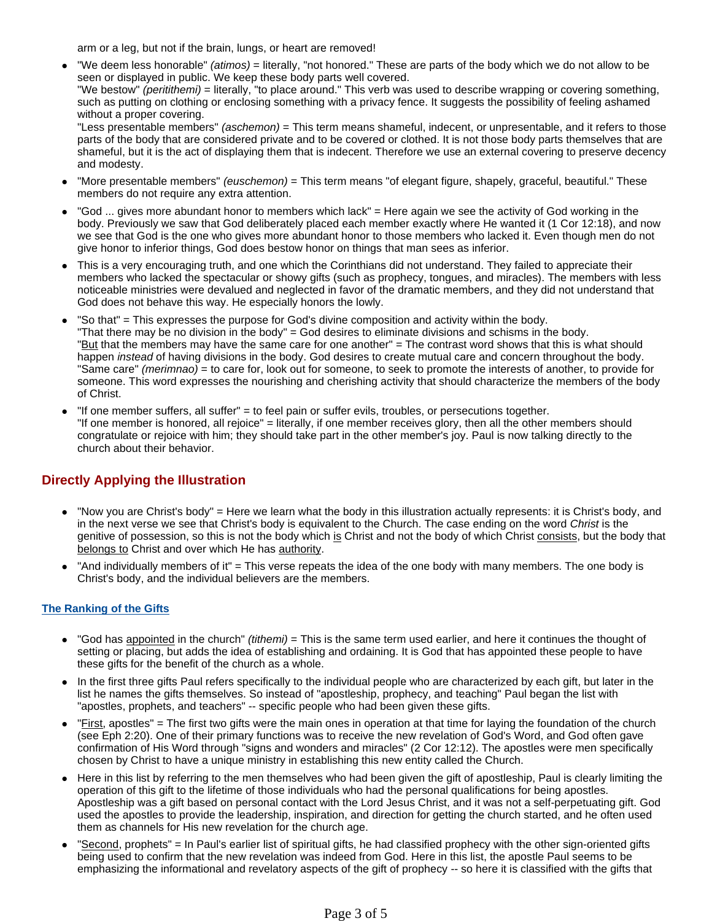arm or a leg, but not if the brain, lungs, or heart are removed!

- "We deem less honorable" *(atimos)* = literally, "not honored." These are parts of the body which we do not allow to be seen or displayed in public. We keep these body parts well covered.
  "We bestow" *(peritithemi)* = literally, "to place around." This verb was used to describe wrapping or covering something, such as putting on clothing or enclosing something with a privacy fence. It suggests the possibility of feeling ashamed without a proper covering.
  "Less presentable members" *(aschemon)* = This term means shameful, indecent, or unpresentable, and it refers to those parts of the body that are considered private and to be covered or clothed. It is not those body parts themselves that are shameful, but it is the act of displaying them that is indecent. Therefore we use an external covering to preserve decency and modesty.
- "More presentable members" *(euschemon)* = This term means "of elegant figure, shapely, graceful, beautiful." These members do not require any extra attention.
- "God ... gives more abundant honor to members which lack" = Here again we see the activity of God working in the body. Previously we saw that God deliberately placed each member exactly where He wanted it (1 Cor 12:18), and now we see that God is the one who gives more abundant honor to those members who lacked it. Even though men do not give honor to inferior things, God does bestow honor on things that man sees as inferior.
- This is a very encouraging truth, and one which the Corinthians did not understand. They failed to appreciate their members who lacked the spectacular or showy gifts (such as prophecy, tongues, and miracles). The members with less noticeable ministries were devalued and neglected in favor of the dramatic members, and they did not understand that God does not behave this way. He especially honors the lowly.
- "So that" = This expresses the purpose for God's divine composition and activity within the body.
  "That there may be no division in the body" = God desires to eliminate divisions and schisms in the body.
  "<u>But</u> that the members may have the same care for one another" = The contrast word shows that this is what should happen *instead* of having divisions in the body. God desires to create mutual care and concern throughout the body.
  "Same care" *(merimnao)* = to care for, look out for someone, to seek to promote the interests of another, to provide for someone. This word expresses the nourishing and cherishing activity that should characterize the members of the body of Christ.
- "If one member suffers, all suffer" = to feel pain or suffer evils, troubles, or persecutions together.
  "If one member is honored, all rejoice" = literally, if one member receives glory, then all the other members should congratulate or rejoice with him; they should take part in the other member's joy. Paul is now talking directly to the church about their behavior.

## Directly Applying the Illustration

- "Now you are Christ's body" = Here we learn what the body in this illustration actually represents: it is Christ's body, and in the next verse we see that Christ's body is equivalent to the Church. The case ending on the word *Christ* is the genitive of possession, so this is not the body which <u>is</u> Christ and not the body of which Christ <u>consists</u>, but the body that <u>belongs to</u> Christ and over which He has <u>authority</u>.
- "And individually members of it" = This verse repeats the idea of the one body with many members. The one body is Christ's body, and the individual believers are the members.

### The Ranking of the Gifts

- "God has <u>appointed</u> in the church" *(tithemi)* = This is the same term used earlier, and here it continues the thought of setting or placing, but adds the idea of establishing and ordaining. It is God that has appointed these people to have these gifts for the benefit of the church as a whole.
- In the first three gifts Paul refers specifically to the individual people who are characterized by each gift, but later in the list he names the gifts themselves. So instead of "apostleship, prophecy, and teaching" Paul began the list with "apostles, prophets, and teachers" -- specific people who had been given these gifts.
- "<u>First</u>, apostles" = The first two gifts were the main ones in operation at that time for laying the foundation of the church (see Eph 2:20). One of their primary functions was to receive the new revelation of God's Word, and God often gave confirmation of His Word through "signs and wonders and miracles" (2 Cor 12:12). The apostles were men specifically chosen by Christ to have a unique ministry in establishing this new entity called the Church.
- Here in this list by referring to the men themselves who had been given the gift of apostleship, Paul is clearly limiting the operation of this gift to the lifetime of those individuals who had the personal qualifications for being apostles. Apostleship was a gift based on personal contact with the Lord Jesus Christ, and it was not a self-perpetuating gift. God used the apostles to provide the leadership, inspiration, and direction for getting the church started, and he often used them as channels for His new revelation for the church age.
- "<u>Second</u>, prophets" = In Paul's earlier list of spiritual gifts, he had classified prophecy with the other sign-oriented gifts being used to confirm that the new revelation was indeed from God. Here in this list, the apostle Paul seems to be emphasizing the informational and revelatory aspects of the gift of prophecy -- so here it is classified with the gifts that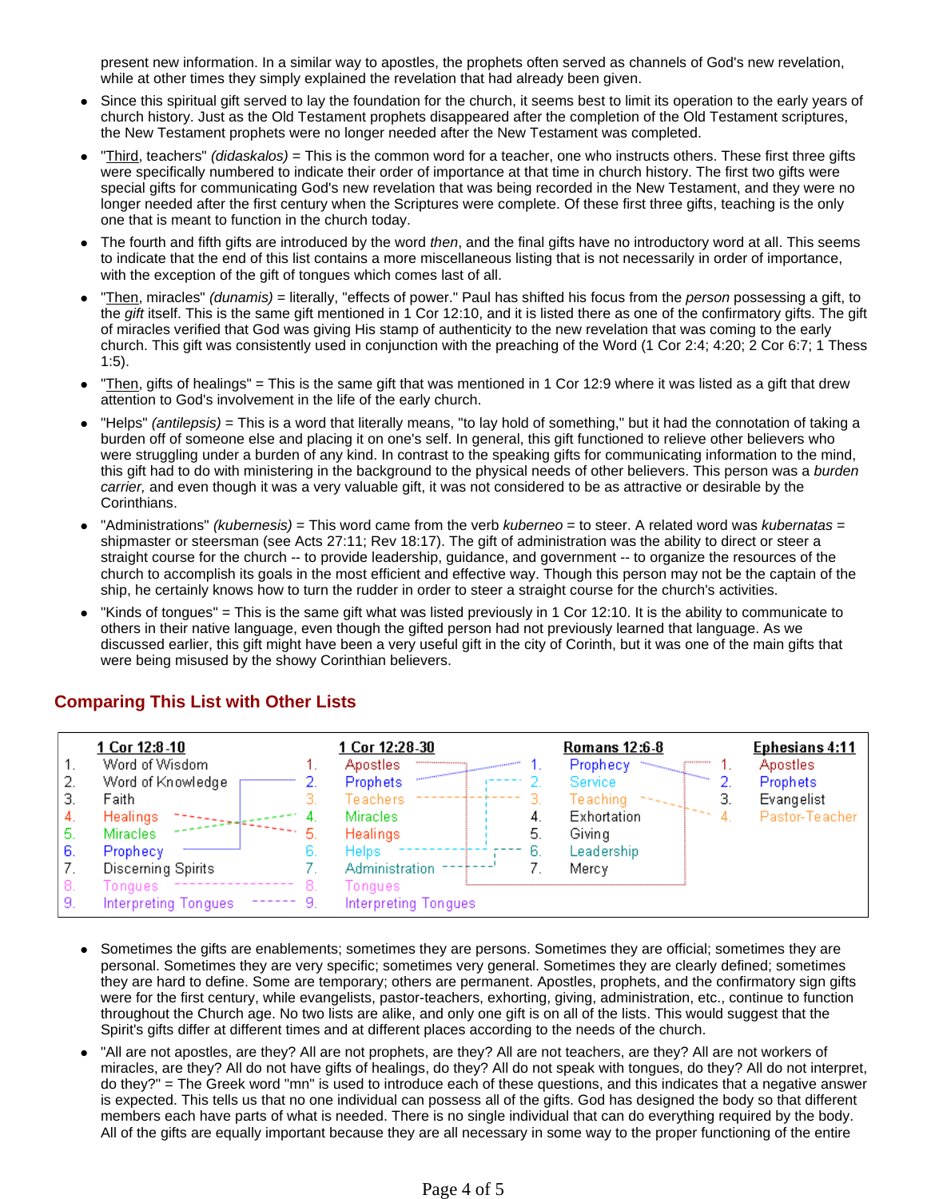present new information. In a similar way to apostles, the prophets often served as channels of God's new revelation, while at other times they simply explained the revelation that had already been given.

- Since this spiritual gift served to lay the foundation for the church, it seems best to limit its operation to the early years of church history. Just as the Old Testament prophets disappeared after the completion of the Old Testament scriptures, the New Testament prophets were no longer needed after the New Testament was completed.
- "Third, teachers" *(didaskalos)* = This is the common word for a teacher, one who instructs others. These first three gifts were specifically numbered to indicate their order of importance at that time in church history. The first two gifts were special gifts for communicating God's new revelation that was being recorded in the New Testament, and they were no longer needed after the first century when the Scriptures were complete. Of these first three gifts, teaching is the only one that is meant to function in the church today.
- The fourth and fifth gifts are introduced by the word *then*, and the final gifts have no introductory word at all. This seems to indicate that the end of this list contains a more miscellaneous listing that is not necessarily in order of importance, with the exception of the gift of tongues which comes last of all.
- "Then, miracles" *(dunamis)* = literally, "effects of power." Paul has shifted his focus from the *person* possessing a gift, to the *gift* itself. This is the same gift mentioned in 1 Cor 12:10, and it is listed there as one of the confirmatory gifts. The gift of miracles verified that God was giving His stamp of authenticity to the new revelation that was coming to the early church. This gift was consistently used in conjunction with the preaching of the Word (1 Cor 2:4; 4:20; 2 Cor 6:7; 1 Thess 1:5).
- "Then, gifts of healings" = This is the same gift that was mentioned in 1 Cor 12:9 where it was listed as a gift that drew attention to God's involvement in the life of the early church.
- "Helps" *(antilepsis)* = This is a word that literally means, "to lay hold of something," but it had the connotation of taking a burden off of someone else and placing it on one's self. In general, this gift functioned to relieve other believers who were struggling under a burden of any kind. In contrast to the speaking gifts for communicating information to the mind, this gift had to do with ministering in the background to the physical needs of other believers. This person was a *burden carrier,* and even though it was a very valuable gift, it was not considered to be as attractive or desirable by the Corinthians.
- "Administrations" *(kubernesis)* = This word came from the verb *kuberneo* = to steer. A related word was *kubernatas* = shipmaster or steersman (see Acts 27:11; Rev 18:17). The gift of administration was the ability to direct or steer a straight course for the church -- to provide leadership, guidance, and government -- to organize the resources of the church to accomplish its goals in the most efficient and effective way. Though this person may not be the captain of the ship, he certainly knows how to turn the rudder in order to steer a straight course for the church's activities.
- "Kinds of tongues" = This is the same gift what was listed previously in 1 Cor 12:10. It is the ability to communicate to others in their native language, even though the gifted person had not previously learned that language. As we discussed earlier, this gift might have been a very useful gift in the city of Corinth, but it was one of the main gifts that were being misused by the showy Corinthian believers.

## Comparing This List with Other Lists

| | 1 Cor 12:8-10 | | 1 Cor 12:28-30 | | Romans 12:6-8 | | Ephesians 4:11 |
|---|---|---|---|---|---|---|---|
| 1. | Word of Wisdom | 1. | Apostles | 1. | Prophecy | 1. | Apostles |
| 2. | Word of Knowledge | 2. | Prophets | 2. | Service | 2. | Prophets |
| 3. | Faith | 3. | Teachers | 3. | Teaching | 3. | Evangelist |
| 4. | Healings | 4. | Miracles | 4. | Exhortation | 4. | Pastor-Teacher |
| 5. | Miracles | 5. | Healings | 5. | Giving | | |
| 6. | Prophecy | 6. | Helps | 6. | Leadership | | |
| 7. | Discerning Spirits | 7. | Administration | 7. | Mercy | | |
| 8. | Tongues | 8. | Tongues | | | | |
| 9. | Interpreting Tongues | 9. | Interpreting Tongues | | | | |

- Sometimes the gifts are enablements; sometimes they are persons. Sometimes they are official; sometimes they are personal. Sometimes they are very specific; sometimes very general. Sometimes they are clearly defined; sometimes they are hard to define. Some are temporary; others are permanent. Apostles, prophets, and the confirmatory sign gifts were for the first century, while evangelists, pastor-teachers, exhorting, giving, administration, etc., continue to function throughout the Church age. No two lists are alike, and only one gift is on all of the lists. This would suggest that the Spirit's gifts differ at different times and at different places according to the needs of the church.
- "All are not apostles, are they? All are not prophets, are they? All are not teachers, are they? All are not workers of miracles, are they? All do not have gifts of healings, do they? All do not speak with tongues, do they? All do not interpret, do they?" = The Greek word "mn" is used to introduce each of these questions, and this indicates that a negative answer is expected. This tells us that no one individual can possess all of the gifts. God has designed the body so that different members each have parts of what is needed. There is no single individual that can do everything required by the body. All of the gifts are equally important because they are all necessary in some way to the proper functioning of the entire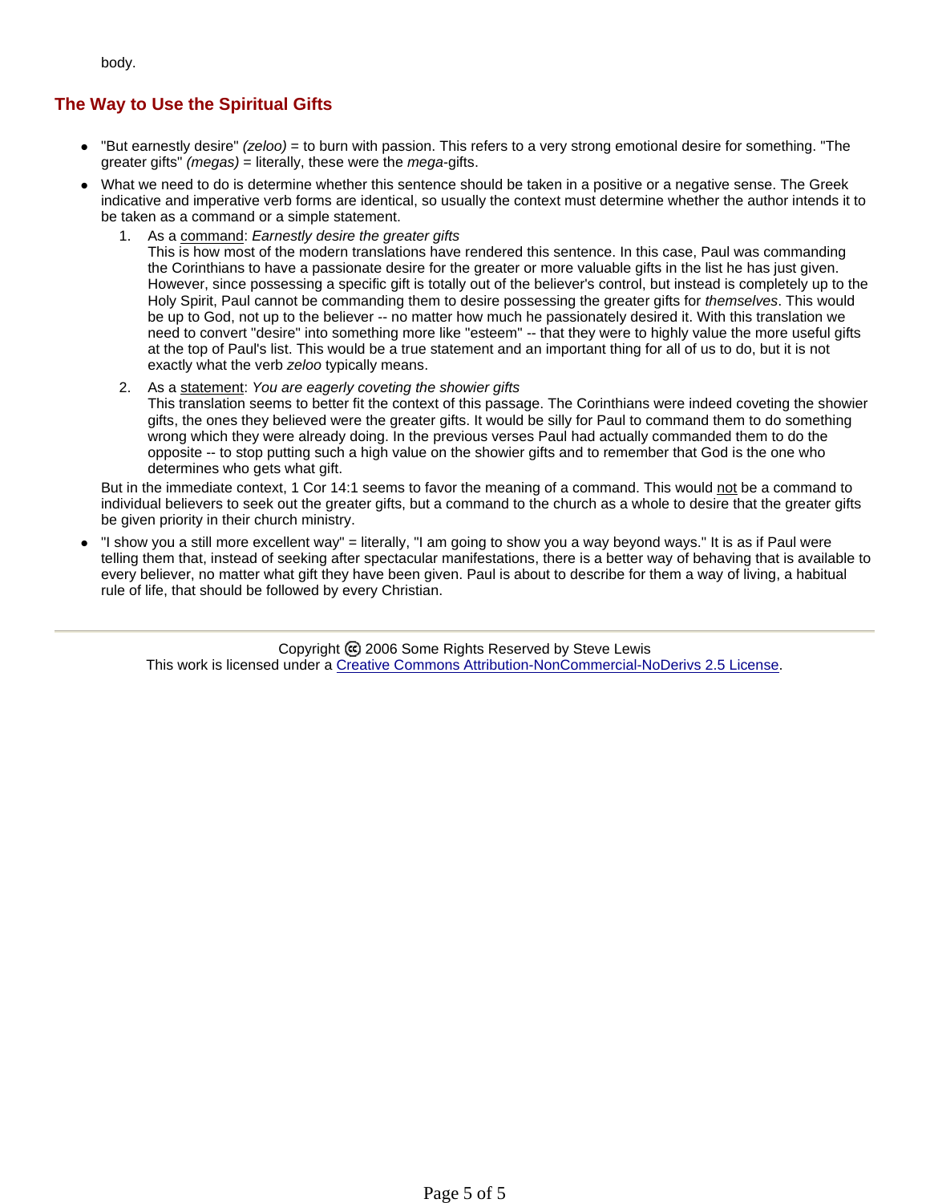body.

## The Way to Use the Spiritual Gifts

- "But earnestly desire" *(zeloo)* = to burn with passion. This refers to a very strong emotional desire for something. "The greater gifts" *(megas)* = literally, these were the *mega*-gifts.
- What we need to do is determine whether this sentence should be taken in a positive or a negative sense. The Greek indicative and imperative verb forms are identical, so usually the context must determine whether the author intends it to be taken as a command or a simple statement.
  1. As a command: *Earnestly desire the greater gifts*
     This is how most of the modern translations have rendered this sentence. In this case, Paul was commanding the Corinthians to have a passionate desire for the greater or more valuable gifts in the list he has just given. However, since possessing a specific gift is totally out of the believer's control, but instead is completely up to the Holy Spirit, Paul cannot be commanding them to desire possessing the greater gifts for *themselves*. This would be up to God, not up to the believer -- no matter how much he passionately desired it. With this translation we need to convert "desire" into something more like "esteem" -- that they were to highly value the more useful gifts at the top of Paul's list. This would be a true statement and an important thing for all of us to do, but it is not exactly what the verb *zeloo* typically means.
  2. As a statement: *You are eagerly coveting the showier gifts*
     This translation seems to better fit the context of this passage. The Corinthians were indeed coveting the showier gifts, the ones they believed were the greater gifts. It would be silly for Paul to command them to do something wrong which they were already doing. In the previous verses Paul had actually commanded them to do the opposite -- to stop putting such a high value on the showier gifts and to remember that God is the one who determines who gets what gift.

  But in the immediate context, 1 Cor 14:1 seems to favor the meaning of a command. This would not be a command to individual believers to seek out the greater gifts, but a command to the church as a whole to desire that the greater gifts be given priority in their church ministry.
- "I show you a still more excellent way" = literally, "I am going to show you a way beyond ways." It is as if Paul were telling them that, instead of seeking after spectacular manifestations, there is a better way of behaving that is available to every believer, no matter what gift they have been given. Paul is about to describe for them a way of living, a habitual rule of life, that should be followed by every Christian.

---

Copyright (cc) 2006 Some Rights Reserved by Steve Lewis
This work is licensed under a Creative Commons Attribution-NonCommercial-NoDerivs 2.5 License.